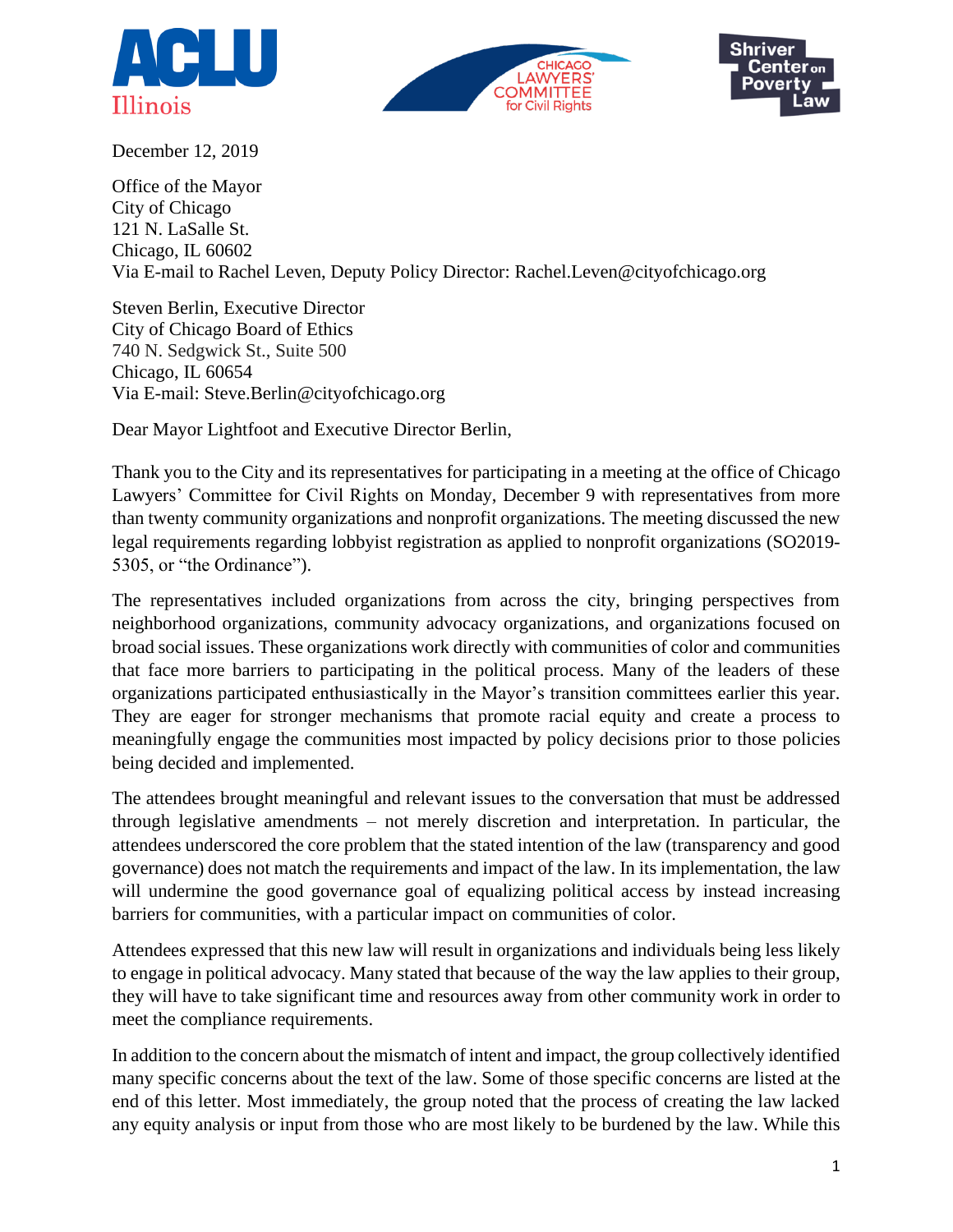ACLU Illinois | Chicago Lawyers' Committee for Civil Rights | Shriver Center on Poverty Law

December 12, 2019

Office of the Mayor
City of Chicago
121 N. LaSalle St.
Chicago, IL 60602
Via E-mail to Rachel Leven, Deputy Policy Director: Rachel.Leven@cityofchicago.org

Steven Berlin, Executive Director
City of Chicago Board of Ethics
740 N. Sedgwick St., Suite 500
Chicago, IL 60654
Via E-mail: Steve.Berlin@cityofchicago.org

Dear Mayor Lightfoot and Executive Director Berlin,

Thank you to the City and its representatives for participating in a meeting at the office of Chicago Lawyers' Committee for Civil Rights on Monday, December 9 with representatives from more than twenty community organizations and nonprofit organizations. The meeting discussed the new legal requirements regarding lobbyist registration as applied to nonprofit organizations (SO2019-5305, or "the Ordinance").

The representatives included organizations from across the city, bringing perspectives from neighborhood organizations, community advocacy organizations, and organizations focused on broad social issues. These organizations work directly with communities of color and communities that face more barriers to participating in the political process. Many of the leaders of these organizations participated enthusiastically in the Mayor's transition committees earlier this year. They are eager for stronger mechanisms that promote racial equity and create a process to meaningfully engage the communities most impacted by policy decisions prior to those policies being decided and implemented.

The attendees brought meaningful and relevant issues to the conversation that must be addressed through legislative amendments – not merely discretion and interpretation. In particular, the attendees underscored the core problem that the stated intention of the law (transparency and good governance) does not match the requirements and impact of the law. In its implementation, the law will undermine the good governance goal of equalizing political access by instead increasing barriers for communities, with a particular impact on communities of color.

Attendees expressed that this new law will result in organizations and individuals being less likely to engage in political advocacy. Many stated that because of the way the law applies to their group, they will have to take significant time and resources away from other community work in order to meet the compliance requirements.

In addition to the concern about the mismatch of intent and impact, the group collectively identified many specific concerns about the text of the law. Some of those specific concerns are listed at the end of this letter. Most immediately, the group noted that the process of creating the law lacked any equity analysis or input from those who are most likely to be burdened by the law. While this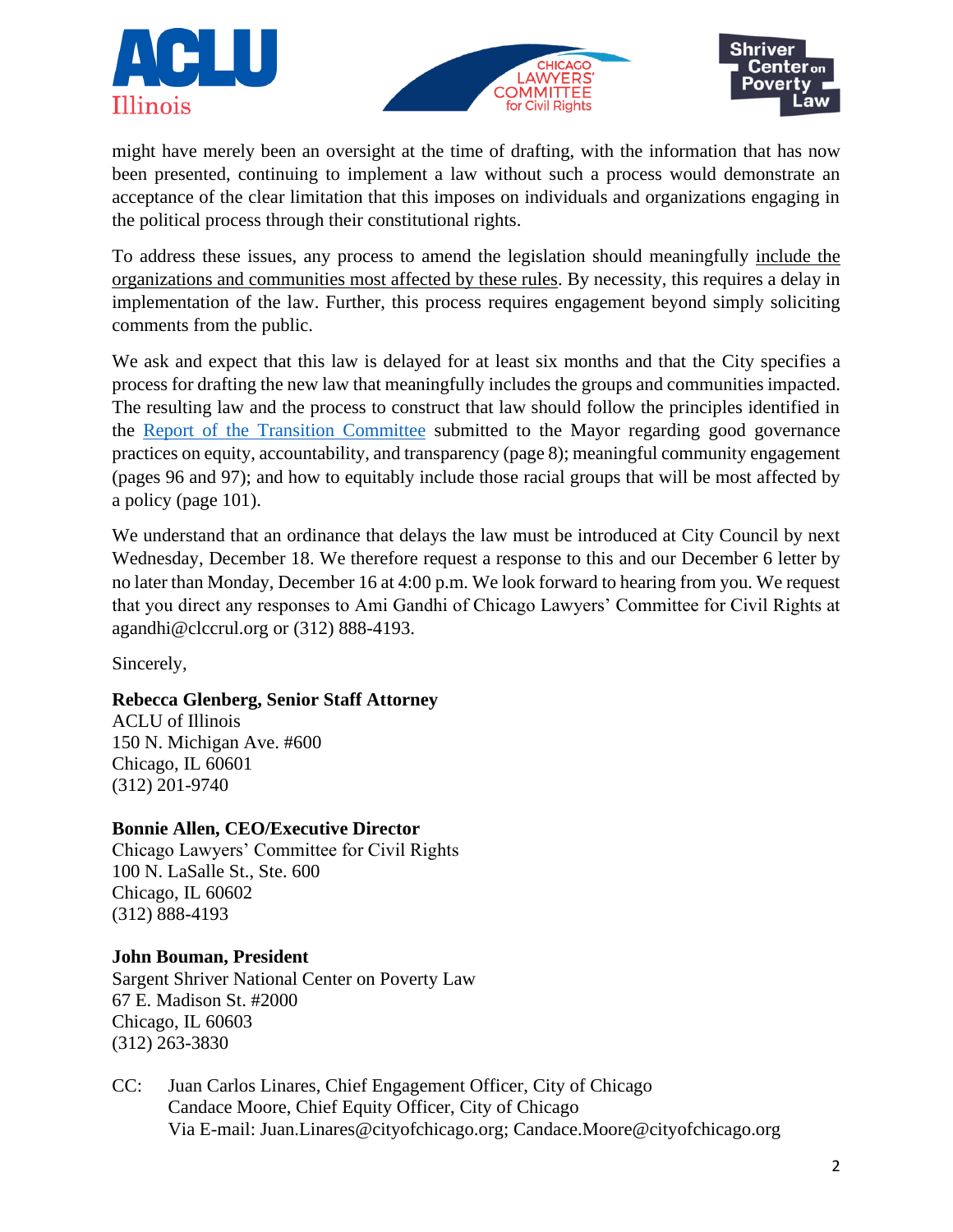might have merely been an oversight at the time of drafting, with the information that has now been presented, continuing to implement a law without such a process would demonstrate an acceptance of the clear limitation that this imposes on individuals and organizations engaging in the political process through their constitutional rights.

To address these issues, any process to amend the legislation should meaningfully include the organizations and communities most affected by these rules. By necessity, this requires a delay in implementation of the law. Further, this process requires engagement beyond simply soliciting comments from the public.

We ask and expect that this law is delayed for at least six months and that the City specifies a process for drafting the new law that meaningfully includes the groups and communities impacted. The resulting law and the process to construct that law should follow the principles identified in the Report of the Transition Committee submitted to the Mayor regarding good governance practices on equity, accountability, and transparency (page 8); meaningful community engagement (pages 96 and 97); and how to equitably include those racial groups that will be most affected by a policy (page 101).

We understand that an ordinance that delays the law must be introduced at City Council by next Wednesday, December 18. We therefore request a response to this and our December 6 letter by no later than Monday, December 16 at 4:00 p.m. We look forward to hearing from you. We request that you direct any responses to Ami Gandhi of Chicago Lawyers' Committee for Civil Rights at agandhi@clccrul.org or (312) 888-4193.

Sincerely,

**Rebecca Glenberg, Senior Staff Attorney**
ACLU of Illinois
150 N. Michigan Ave. #600
Chicago, IL 60601
(312) 201-9740

**Bonnie Allen, CEO/Executive Director**
Chicago Lawyers' Committee for Civil Rights
100 N. LaSalle St., Ste. 600
Chicago, IL 60602
(312) 888-4193

**John Bouman, President**
Sargent Shriver National Center on Poverty Law
67 E. Madison St. #2000
Chicago, IL 60603
(312) 263-3830

CC: Juan Carlos Linares, Chief Engagement Officer, City of Chicago
Candace Moore, Chief Equity Officer, City of Chicago
Via E-mail: Juan.Linares@cityofchicago.org; Candace.Moore@cityofchicago.org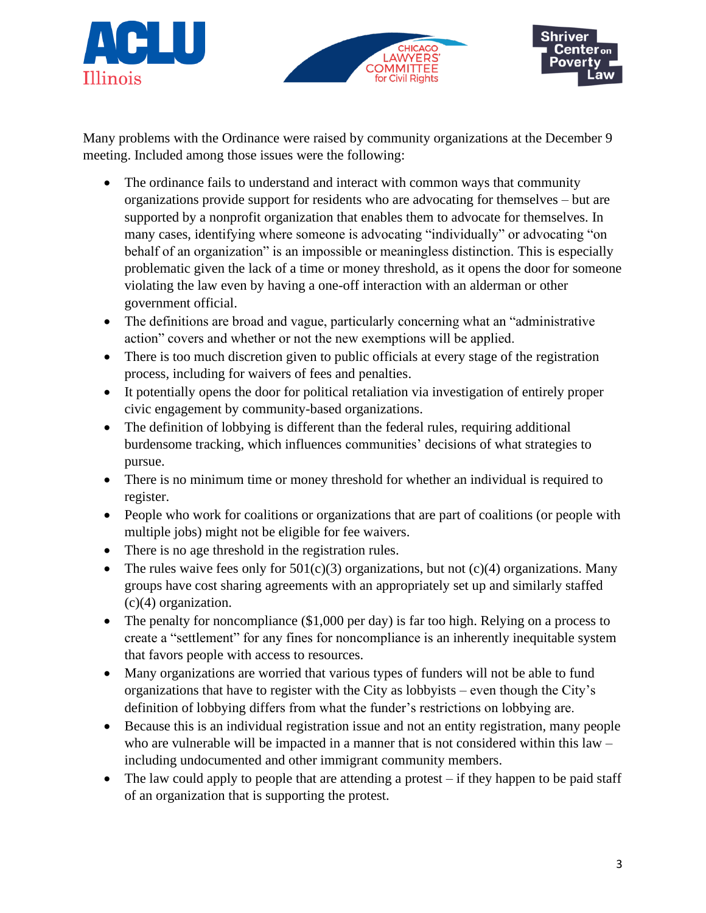Many problems with the Ordinance were raised by community organizations at the December 9 meeting. Included among those issues were the following:

- The ordinance fails to understand and interact with common ways that community organizations provide support for residents who are advocating for themselves – but are supported by a nonprofit organization that enables them to advocate for themselves. In many cases, identifying where someone is advocating "individually" or advocating "on behalf of an organization" is an impossible or meaningless distinction. This is especially problematic given the lack of a time or money threshold, as it opens the door for someone violating the law even by having a one-off interaction with an alderman or other government official.
- The definitions are broad and vague, particularly concerning what an "administrative action" covers and whether or not the new exemptions will be applied.
- There is too much discretion given to public officials at every stage of the registration process, including for waivers of fees and penalties.
- It potentially opens the door for political retaliation via investigation of entirely proper civic engagement by community-based organizations.
- The definition of lobbying is different than the federal rules, requiring additional burdensome tracking, which influences communities' decisions of what strategies to pursue.
- There is no minimum time or money threshold for whether an individual is required to register.
- People who work for coalitions or organizations that are part of coalitions (or people with multiple jobs) might not be eligible for fee waivers.
- There is no age threshold in the registration rules.
- The rules waive fees only for 501(c)(3) organizations, but not (c)(4) organizations. Many groups have cost sharing agreements with an appropriately set up and similarly staffed (c)(4) organization.
- The penalty for noncompliance ($1,000 per day) is far too high. Relying on a process to create a "settlement" for any fines for noncompliance is an inherently inequitable system that favors people with access to resources.
- Many organizations are worried that various types of funders will not be able to fund organizations that have to register with the City as lobbyists – even though the City's definition of lobbying differs from what the funder's restrictions on lobbying are.
- Because this is an individual registration issue and not an entity registration, many people who are vulnerable will be impacted in a manner that is not considered within this law – including undocumented and other immigrant community members.
- The law could apply to people that are attending a protest – if they happen to be paid staff of an organization that is supporting the protest.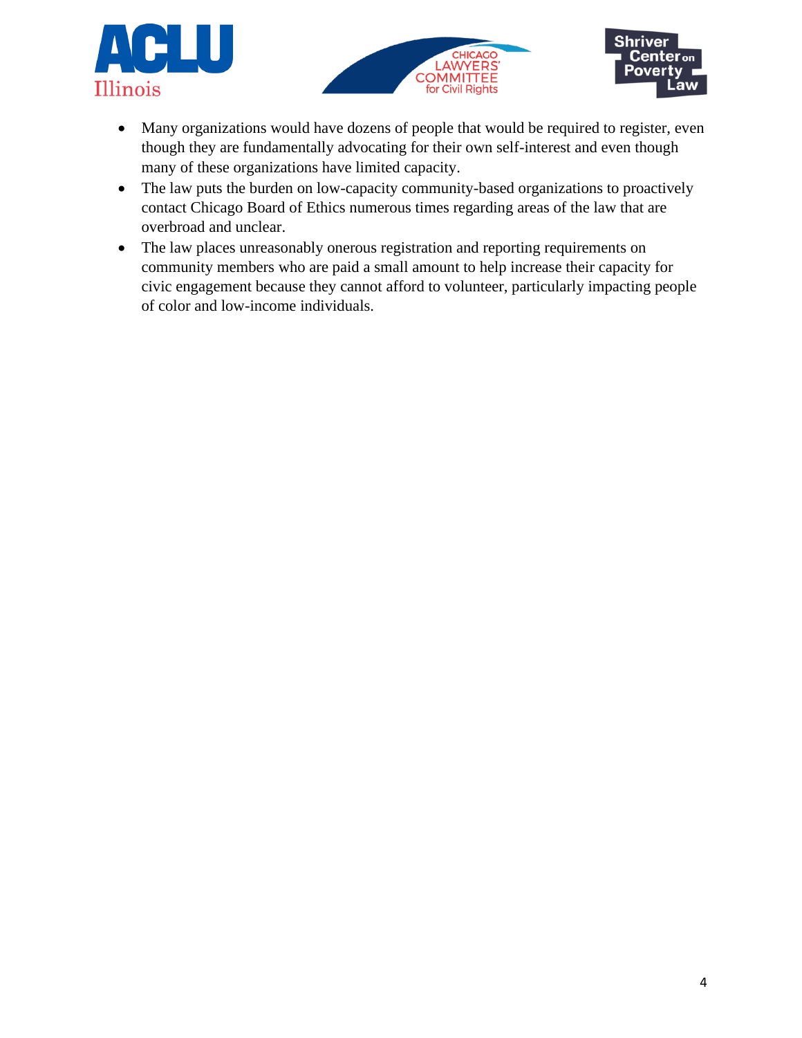- Many organizations would have dozens of people that would be required to register, even though they are fundamentally advocating for their own self-interest and even though many of these organizations have limited capacity.
- The law puts the burden on low-capacity community-based organizations to proactively contact Chicago Board of Ethics numerous times regarding areas of the law that are overbroad and unclear.
- The law places unreasonably onerous registration and reporting requirements on community members who are paid a small amount to help increase their capacity for civic engagement because they cannot afford to volunteer, particularly impacting people of color and low-income individuals.